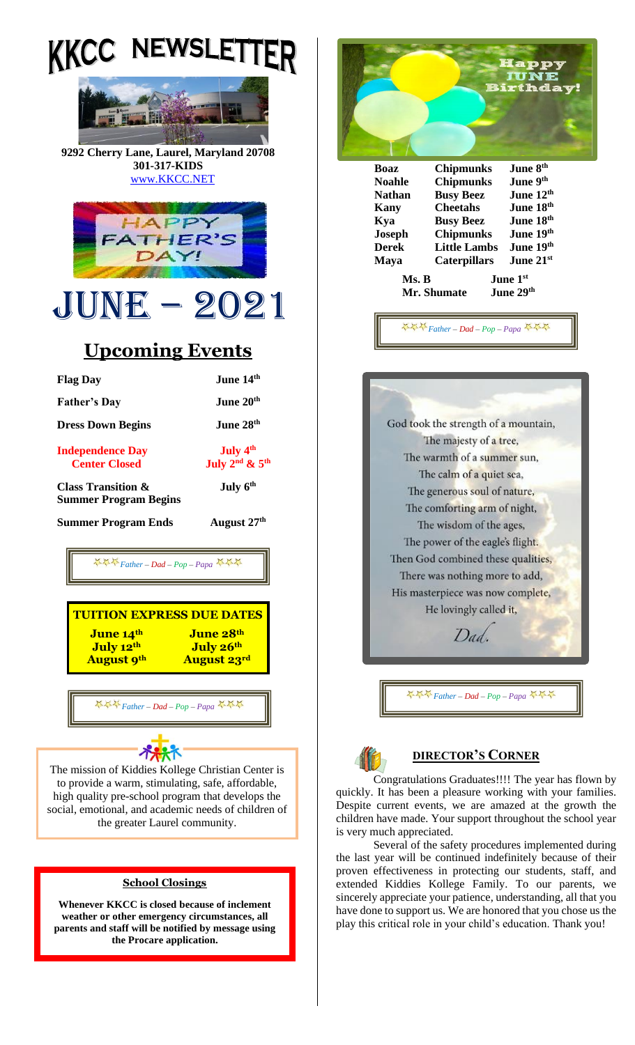# KKCC NEWSLETTER

**9292 Cherry Lane, Laurel, Maryland 20708**
**301-317-KIDS**
www.KKCC.NET

HAPPY FATHER'S DAY!

# JUNE – 2021

## Upcoming Events

| | |
|---|---|
| **Flag Day** | **June 14th** |
| **Father's Day** | **June 20th** |
| **Dress Down Begins** | **June 28th** |
| **Independence Day** | **July 4th** |
| **Center Closed** | **July 2nd & 5th** |
| **Class Transition & Summer Program Begins** | **July 6th** |
| **Summer Program Ends** | **August 27th** |

*Father – Dad – Pop – Papa*

### TUITION EXPRESS DUE DATES

| | |
|---|---|
| **June 14th** | **June 28th** |
| **July 12th** | **July 26th** |
| **August 9th** | **August 23rd** |

*Father – Dad – Pop – Papa*

The mission of Kiddies Kollege Christian Center is to provide a warm, stimulating, safe, affordable, high quality pre-school program that develops the social, emotional, and academic needs of children of the greater Laurel community.

### School Closings

**Whenever KKCC is closed because of inclement weather or other emergency circumstances, all parents and staff will be notified by message using the Procare application.**

## Happy JUNE Birthday!

| | | |
|---|---|---|
| **Boaz** | **Chipmunks** | **June 8th** |
| **Noahle** | **Chipmunks** | **June 9th** |
| **Nathan** | **Busy Beez** | **June 12th** |
| **Kany** | **Cheetahs** | **June 18th** |
| **Kya** | **Busy Beez** | **June 18th** |
| **Joseph** | **Chipmunks** | **June 19th** |
| **Derek** | **Little Lambs** | **June 19th** |
| **Maya** | **Caterpillars** | **June 21st** |

| | |
|---|---|
| **Ms. B** | **June 1st** |
| **Mr. Shumate** | **June 29th** |

*Father – Dad – Pop – Papa*

God took the strength of a mountain,
The majesty of a tree,
The warmth of a summer sun,
The calm of a quiet sea,
The generous soul of nature,
The comforting arm of night,
The wisdom of the ages,
The power of the eagle's flight.
Then God combined these qualities,
There was nothing more to add,
His masterpiece was now complete,
He lovingly called it,

*Dad.*

*Father – Dad – Pop – Papa*

### DIRECTOR'S CORNER

Congratulations Graduates!!!! The year has flown by quickly. It has been a pleasure working with your families. Despite current events, we are amazed at the growth the children have made. Your support throughout the school year is very much appreciated.

Several of the safety procedures implemented during the last year will be continued indefinitely because of their proven effectiveness in protecting our students, staff, and extended Kiddies Kollege Family. To our parents, we sincerely appreciate your patience, understanding, all that you have done to support us. We are honored that you chose us the play this critical role in your child's education. Thank you!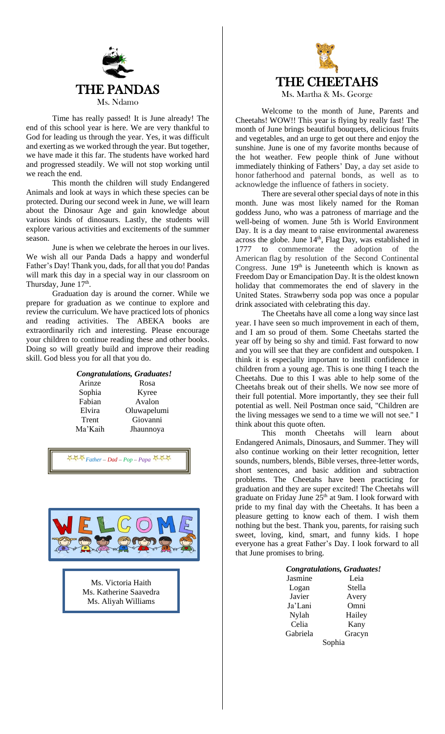# THE PANDAS

Ms. Ndamo

Time has really passed! It is June already! The end of this school year is here. We are very thankful to God for leading us through the year. Yes, it was difficult and exerting as we worked through the year. But together, we have made it this far. The students have worked hard and progressed steadily. We will not stop working until we reach the end.

This month the children will study Endangered Animals and look at ways in which these species can be protected. During our second week in June, we will learn about the Dinosaur Age and gain knowledge about various kinds of dinosaurs. Lastly, the students will explore various activities and excitements of the summer season.

June is when we celebrate the heroes in our lives. We wish all our Panda Dads a happy and wonderful Father's Day! Thank you, dads, for all that you do! Pandas will mark this day in a special way in our classroom on Thursday, June 17th.

Graduation day is around the corner. While we prepare for graduation as we continue to explore and review the curriculum. We have practiced lots of phonics and reading activities. The ABEKA books are extraordinarily rich and interesting. Please encourage your children to continue reading these and other books. Doing so will greatly build and improve their reading skill. God bless you for all that you do.

***Congratulations, Graduates!***

| | |
|---|---|
| Arinze | Rosa |
| Sophia | Kyree |
| Fabian | Avalon |
| Elvira | Oluwapelumi |
| Trent | Giovanni |
| Ma'Kaih | Jhaunnoya |

*Father – Dad – Pop – Papa*

WELCOME

Ms. Victoria Haith
Ms. Katherine Saavedra
Ms. Aliyah Williams

# THE CHEETAHS

Ms. Martha & Ms. George

Welcome to the month of June, Parents and Cheetahs! WOW!! This year is flying by really fast! The month of June brings beautiful bouquets, delicious fruits and vegetables, and an urge to get out there and enjoy the sunshine. June is one of my favorite months because of the hot weather. Few people think of June without immediately thinking of Fathers' Day, a day set aside to honor fatherhood and paternal bonds, as well as to acknowledge the influence of fathers in society.

There are several other special days of note in this month. June was most likely named for the Roman goddess Juno, who was a patroness of marriage and the well-being of women. June 5th is World Environment Day. It is a day meant to raise environmental awareness across the globe. June 14th, Flag Day, was established in 1777 to commemorate the adoption of the American flag by resolution of the Second Continental Congress. June 19th is Juneteenth which is known as Freedom Day or Emancipation Day. It is the oldest known holiday that commemorates the end of slavery in the United States. Strawberry soda pop was once a popular drink associated with celebrating this day.

The Cheetahs have all come a long way since last year. I have seen so much improvement in each of them, and I am so proud of them. Some Cheetahs started the year off by being so shy and timid. Fast forward to now and you will see that they are confident and outspoken. I think it is especially important to instill confidence in children from a young age. This is one thing I teach the Cheetahs. Due to this I was able to help some of the Cheetahs break out of their shells. We now see more of their full potential. More importantly, they see their full potential as well. Neil Postman once said, "Children are the living messages we send to a time we will not see." I think about this quote often.

This month Cheetahs will learn about Endangered Animals, Dinosaurs, and Summer. They will also continue working on their letter recognition, letter sounds, numbers, blends, Bible verses, three-letter words, short sentences, and basic addition and subtraction problems. The Cheetahs have been practicing for graduation and they are super excited! The Cheetahs will graduate on Friday June 25th at 9am. I look forward with pride to my final day with the Cheetahs. It has been a pleasure getting to know each of them. I wish them nothing but the best. Thank you, parents, for raising such sweet, loving, kind, smart, and funny kids. I hope everyone has a great Father's Day. I look forward to all that June promises to bring.

***Congratulations, Graduates!***

| | |
|---|---|
| Jasmine | Leia |
| Logan | Stella |
| Javier | Avery |
| Ja'Lani | Omni |
| Nylah | Hailey |
| Celia | Kany |
| Gabriela | Gracyn |
| Sophia | |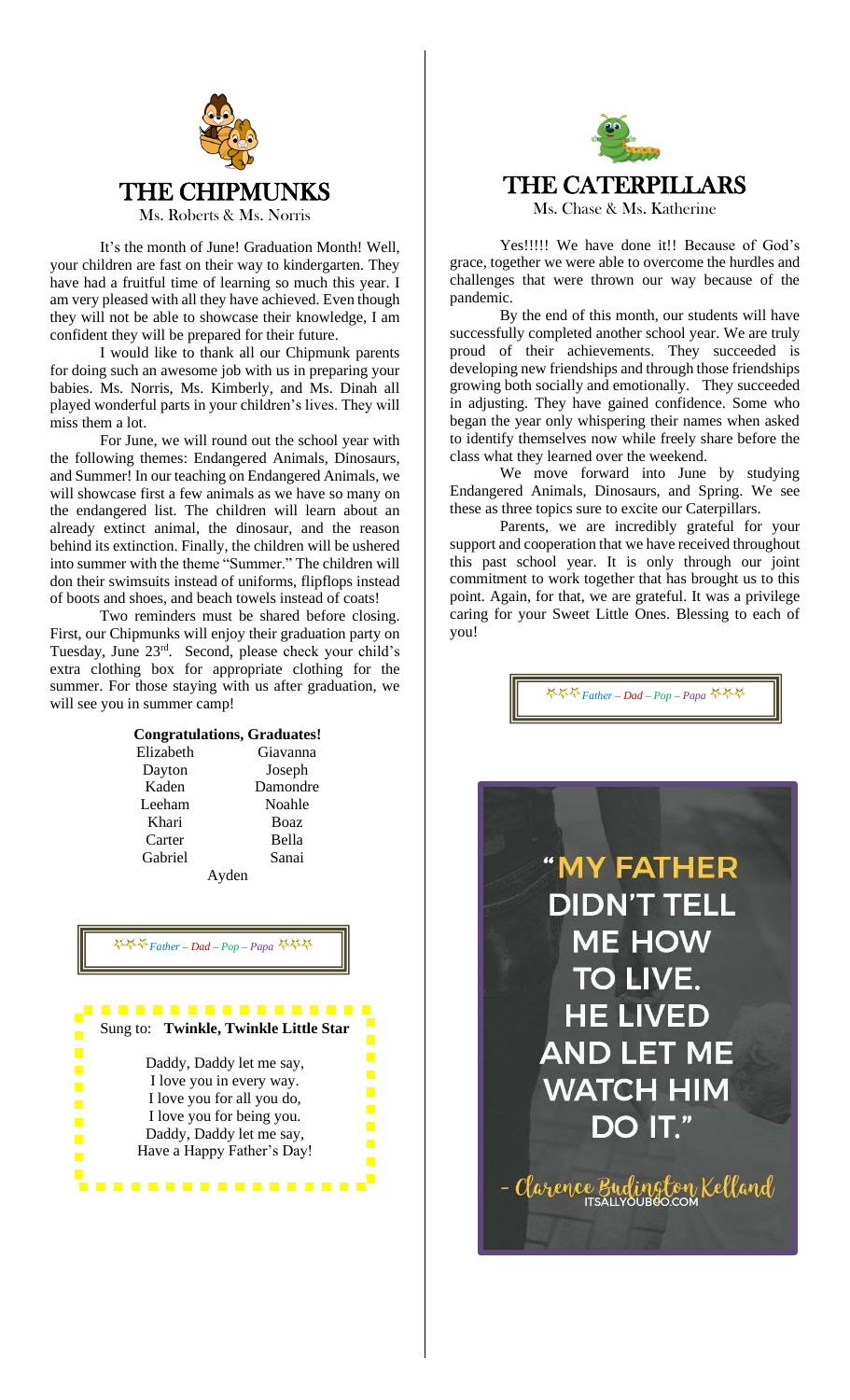# THE CHIPMUNKS

Ms. Roberts & Ms. Norris

It's the month of June! Graduation Month! Well, your children are fast on their way to kindergarten. They have had a fruitful time of learning so much this year. I am very pleased with all they have achieved. Even though they will not be able to showcase their knowledge, I am confident they will be prepared for their future.

I would like to thank all our Chipmunk parents for doing such an awesome job with us in preparing your babies. Ms. Norris, Ms. Kimberly, and Ms. Dinah all played wonderful parts in your children's lives. They will miss them a lot.

For June, we will round out the school year with the following themes: Endangered Animals, Dinosaurs, and Summer! In our teaching on Endangered Animals, we will showcase first a few animals as we have so many on the endangered list. The children will learn about an already extinct animal, the dinosaur, and the reason behind its extinction. Finally, the children will be ushered into summer with the theme "Summer." The children will don their swimsuits instead of uniforms, flipflops instead of boots and shoes, and beach towels instead of coats!

Two reminders must be shared before closing. First, our Chipmunks will enjoy their graduation party on Tuesday, June 23rd. Second, please check your child's extra clothing box for appropriate clothing for the summer. For those staying with us after graduation, we will see you in summer camp!

**Congratulations, Graduates!**

| | |
|---|---|
| Elizabeth | Giavanna |
| Dayton | Joseph |
| Kaden | Damondre |
| Leeham | Noahle |
| Khari | Boaz |
| Carter | Bella |
| Gabriel | Sanai |
| Ayden | |

*Father – Dad – Pop – Papa*

Sung to: **Twinkle, Twinkle Little Star**

Daddy, Daddy let me say,
I love you in every way.
I love you for all you do,
I love you for being you.
Daddy, Daddy let me say,
Have a Happy Father's Day!

# THE CATERPILLARS

Ms. Chase & Ms. Katherine

Yes!!!!! We have done it!! Because of God's grace, together we were able to overcome the hurdles and challenges that were thrown our way because of the pandemic.

By the end of this month, our students will have successfully completed another school year. We are truly proud of their achievements. They succeeded is developing new friendships and through those friendships growing both socially and emotionally. They succeeded in adjusting. They have gained confidence. Some who began the year only whispering their names when asked to identify themselves now while freely share before the class what they learned over the weekend.

We move forward into June by studying Endangered Animals, Dinosaurs, and Spring. We see these as three topics sure to excite our Caterpillars.

Parents, we are incredibly grateful for your support and cooperation that we have received throughout this past school year. It is only through our joint commitment to work together that has brought us to this point. Again, for that, we are grateful. It was a privilege caring for your Sweet Little Ones. Blessing to each of you!

*Father – Dad – Pop – Papa*

"MY FATHER DIDN'T TELL ME HOW TO LIVE. HE LIVED AND LET ME WATCH HIM DO IT."

– Clarence Budington Kelland

ITSALLYOUBOO.COM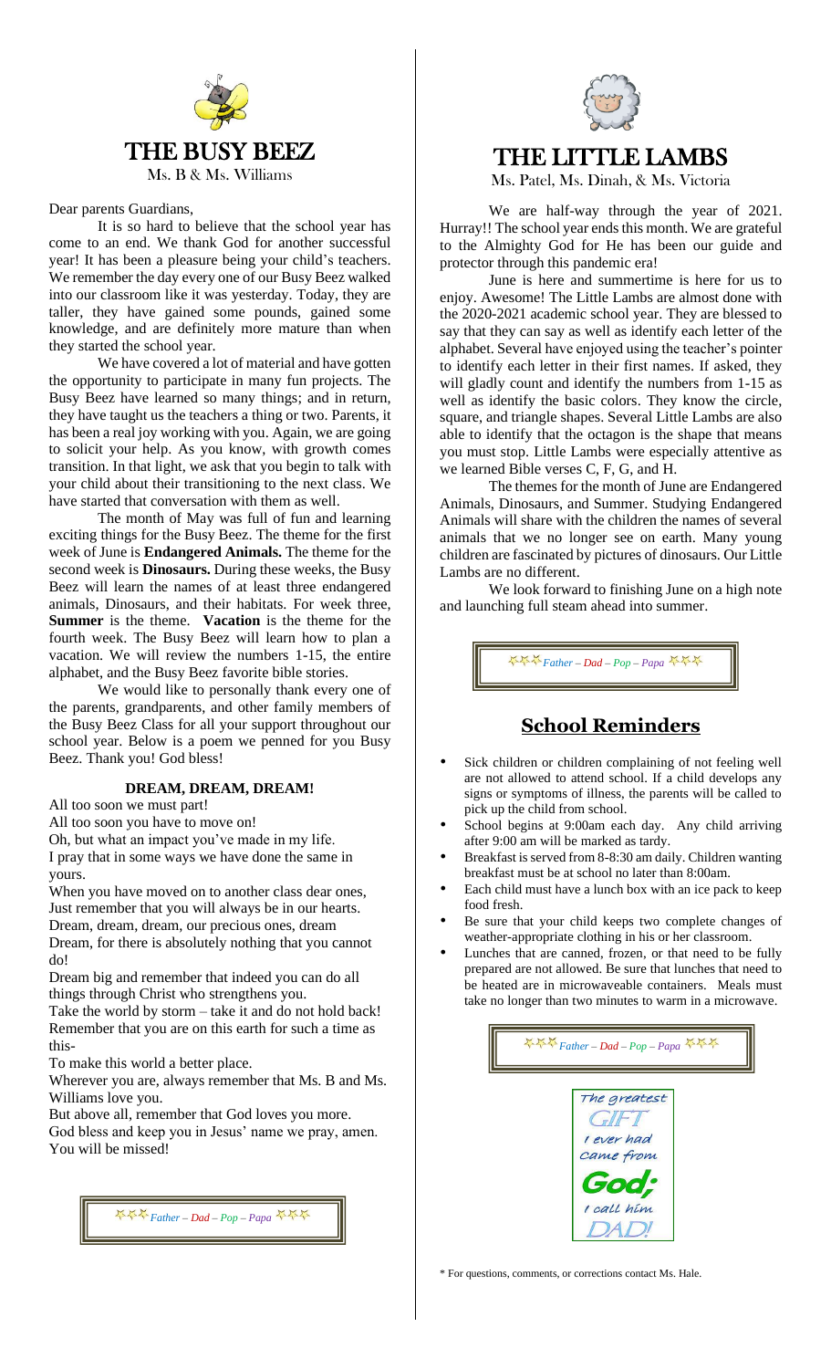# THE BUSY BEEZ

Ms. B & Ms. Williams

Dear parents Guardians,

It is so hard to believe that the school year has come to an end. We thank God for another successful year! It has been a pleasure being your child's teachers. We remember the day every one of our Busy Beez walked into our classroom like it was yesterday. Today, they are taller, they have gained some pounds, gained some knowledge, and are definitely more mature than when they started the school year.

We have covered a lot of material and have gotten the opportunity to participate in many fun projects. The Busy Beez have learned so many things; and in return, they have taught us the teachers a thing or two. Parents, it has been a real joy working with you. Again, we are going to solicit your help. As you know, with growth comes transition. In that light, we ask that you begin to talk with your child about their transitioning to the next class. We have started that conversation with them as well.

The month of May was full of fun and learning exciting things for the Busy Beez. The theme for the first week of June is **Endangered Animals.** The theme for the second week is **Dinosaurs.** During these weeks, the Busy Beez will learn the names of at least three endangered animals, Dinosaurs, and their habitats. For week three, **Summer** is the theme. **Vacation** is the theme for the fourth week. The Busy Beez will learn how to plan a vacation. We will review the numbers 1-15, the entire alphabet, and the Busy Beez favorite bible stories.

We would like to personally thank every one of the parents, grandparents, and other family members of the Busy Beez Class for all your support throughout our school year. Below is a poem we penned for you Busy Beez. Thank you! God bless!

**DREAM, DREAM, DREAM!**

All too soon we must part!
All too soon you have to move on!
Oh, but what an impact you've made in my life.
I pray that in some ways we have done the same in yours.
When you have moved on to another class dear ones,
Just remember that you will always be in our hearts.
Dream, dream, dream, our precious ones, dream
Dream, for there is absolutely nothing that you cannot do!
Dream big and remember that indeed you can do all things through Christ who strengthens you.
Take the world by storm – take it and do not hold back!
Remember that you are on this earth for such a time as this-
To make this world a better place.
Wherever you are, always remember that Ms. B and Ms. Williams love you.
But above all, remember that God loves you more.
God bless and keep you in Jesus' name we pray, amen.
You will be missed!

*Father – Dad – Pop – Papa*

# THE LITTLE LAMBS

Ms. Patel, Ms. Dinah, & Ms. Victoria

We are half-way through the year of 2021. Hurray!! The school year ends this month. We are grateful to the Almighty God for He has been our guide and protector through this pandemic era!

June is here and summertime is here for us to enjoy. Awesome! The Little Lambs are almost done with the 2020-2021 academic school year. They are blessed to say that they can say as well as identify each letter of the alphabet. Several have enjoyed using the teacher's pointer to identify each letter in their first names. If asked, they will gladly count and identify the numbers from 1-15 as well as identify the basic colors. They know the circle, square, and triangle shapes. Several Little Lambs are also able to identify that the octagon is the shape that means you must stop. Little Lambs were especially attentive as we learned Bible verses C, F, G, and H.

The themes for the month of June are Endangered Animals, Dinosaurs, and Summer. Studying Endangered Animals will share with the children the names of several animals that we no longer see on earth. Many young children are fascinated by pictures of dinosaurs. Our Little Lambs are no different.

We look forward to finishing June on a high note and launching full steam ahead into summer.

*Father – Dad – Pop – Papa*

## School Reminders

- Sick children or children complaining of not feeling well are not allowed to attend school. If a child develops any signs or symptoms of illness, the parents will be called to pick up the child from school.
- School begins at 9:00am each day. Any child arriving after 9:00 am will be marked as tardy.
- Breakfast is served from 8-8:30 am daily. Children wanting breakfast must be at school no later than 8:00am.
- Each child must have a lunch box with an ice pack to keep food fresh.
- Be sure that your child keeps two complete changes of weather-appropriate clothing in his or her classroom.
- Lunches that are canned, frozen, or that need to be fully prepared are not allowed. Be sure that lunches that need to be heated are in microwaveable containers. Meals must take no longer than two minutes to warm in a microwave.

*Father – Dad – Pop – Papa*

The greatest GIFT I ever had came from God; I call him DAD!

\* For questions, comments, or corrections contact Ms. Hale.